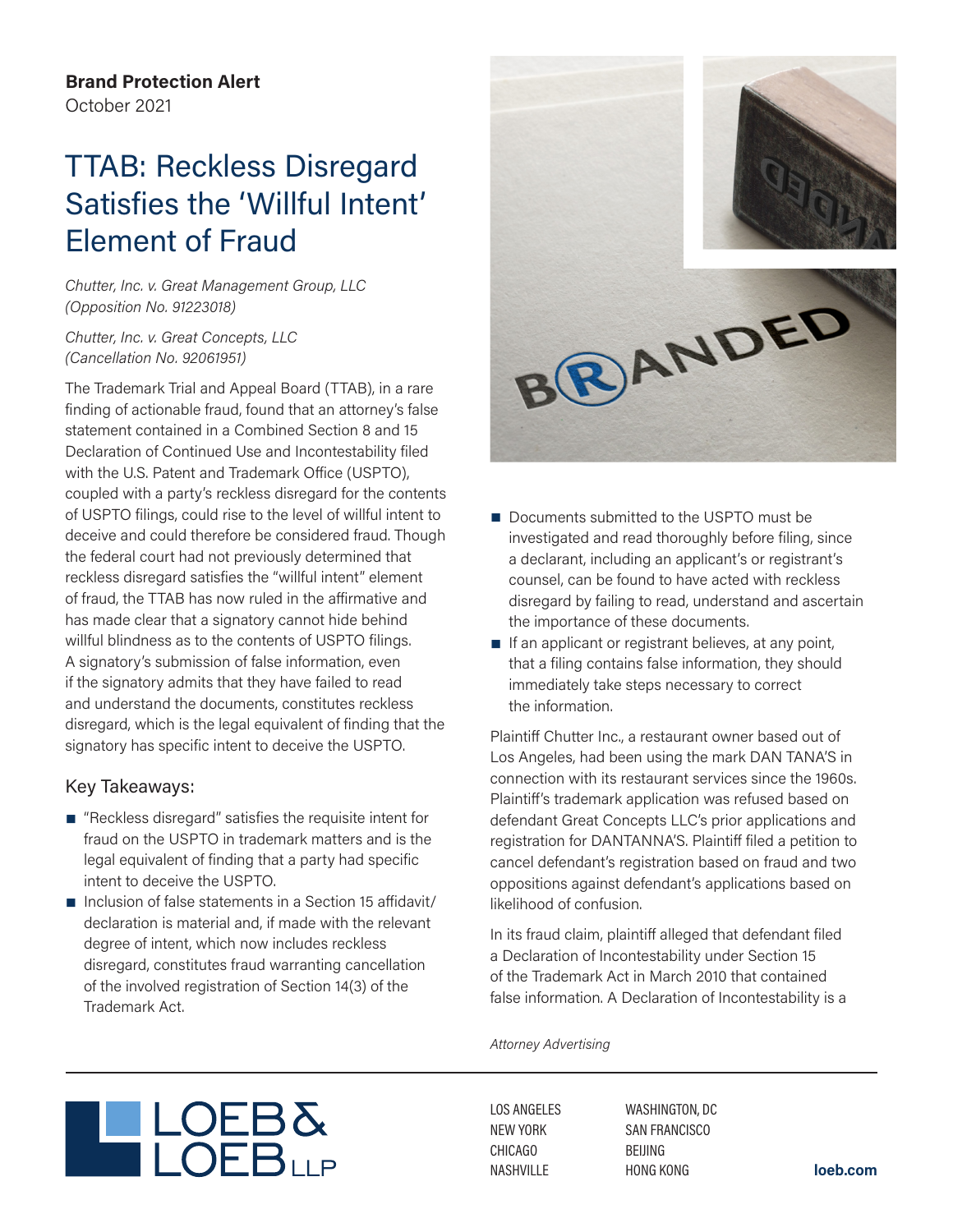**Brand Protection Alert**
October 2021

# TTAB: Reckless Disregard Satisfies the 'Willful Intent' Element of Fraud

*Chutter, Inc. v. Great Management Group, LLC (Opposition No. 91223018)*

*Chutter, Inc. v. Great Concepts, LLC (Cancellation No. 92061951)*

The Trademark Trial and Appeal Board (TTAB), in a rare finding of actionable fraud, found that an attorney's false statement contained in a Combined Section 8 and 15 Declaration of Continued Use and Incontestability filed with the U.S. Patent and Trademark Office (USPTO), coupled with a party's reckless disregard for the contents of USPTO filings, could rise to the level of willful intent to deceive and could therefore be considered fraud. Though the federal court had not previously determined that reckless disregard satisfies the "willful intent" element of fraud, the TTAB has now ruled in the affirmative and has made clear that a signatory cannot hide behind willful blindness as to the contents of USPTO filings. A signatory's submission of false information, even if the signatory admits that they have failed to read and understand the documents, constitutes reckless disregard, which is the legal equivalent of finding that the signatory has specific intent to deceive the USPTO.

## Key Takeaways:

- "Reckless disregard" satisfies the requisite intent for fraud on the USPTO in trademark matters and is the legal equivalent of finding that a party had specific intent to deceive the USPTO.
- Inclusion of false statements in a Section 15 affidavit/declaration is material and, if made with the relevant degree of intent, which now includes reckless disregard, constitutes fraud warranting cancellation of the involved registration of Section 14(3) of the Trademark Act.
- Documents submitted to the USPTO must be investigated and read thoroughly before filing, since a declarant, including an applicant's or registrant's counsel, can be found to have acted with reckless disregard by failing to read, understand and ascertain the importance of these documents.
- If an applicant or registrant believes, at any point, that a filing contains false information, they should immediately take steps necessary to correct the information.

Plaintiff Chutter Inc., a restaurant owner based out of Los Angeles, had been using the mark DAN TANA'S in connection with its restaurant services since the 1960s. Plaintiff's trademark application was refused based on defendant Great Concepts LLC's prior applications and registration for DANTANNA'S. Plaintiff filed a petition to cancel defendant's registration based on fraud and two oppositions against defendant's applications based on likelihood of confusion.

In its fraud claim, plaintiff alleged that defendant filed a Declaration of Incontestability under Section 15 of the Trademark Act in March 2010 that contained false information. A Declaration of Incontestability is a

*Attorney Advertising*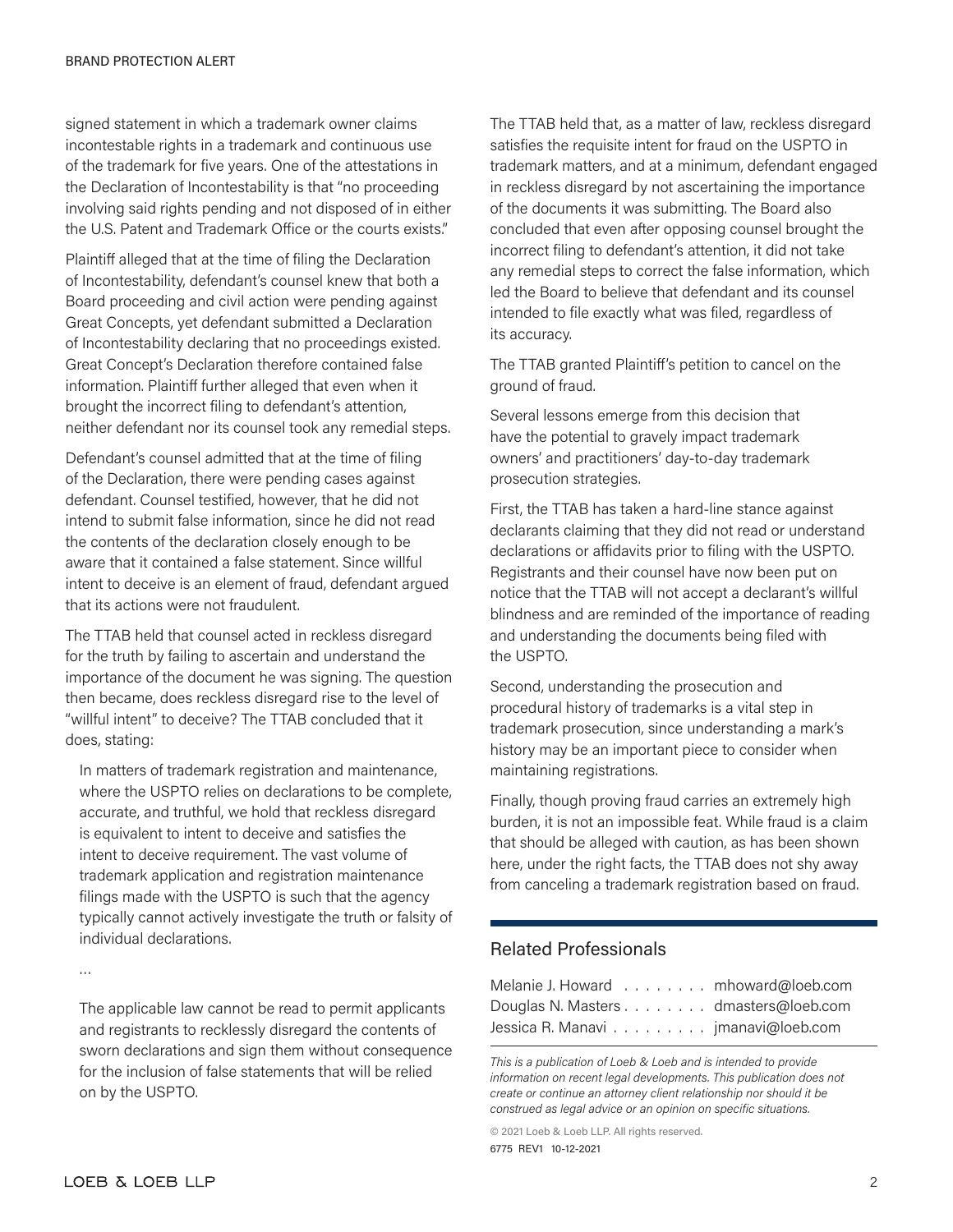signed statement in which a trademark owner claims incontestable rights in a trademark and continuous use of the trademark for five years. One of the attestations in the Declaration of Incontestability is that "no proceeding involving said rights pending and not disposed of in either the U.S. Patent and Trademark Office or the courts exists."

Plaintiff alleged that at the time of filing the Declaration of Incontestability, defendant's counsel knew that both a Board proceeding and civil action were pending against Great Concepts, yet defendant submitted a Declaration of Incontestability declaring that no proceedings existed. Great Concept's Declaration therefore contained false information. Plaintiff further alleged that even when it brought the incorrect filing to defendant's attention, neither defendant nor its counsel took any remedial steps.

Defendant's counsel admitted that at the time of filing of the Declaration, there were pending cases against defendant. Counsel testified, however, that he did not intend to submit false information, since he did not read the contents of the declaration closely enough to be aware that it contained a false statement. Since willful intent to deceive is an element of fraud, defendant argued that its actions were not fraudulent.

The TTAB held that counsel acted in reckless disregard for the truth by failing to ascertain and understand the importance of the document he was signing. The question then became, does reckless disregard rise to the level of "willful intent" to deceive? The TTAB concluded that it does, stating:

> In matters of trademark registration and maintenance, where the USPTO relies on declarations to be complete, accurate, and truthful, we hold that reckless disregard is equivalent to intent to deceive and satisfies the intent to deceive requirement. The vast volume of trademark application and registration maintenance filings made with the USPTO is such that the agency typically cannot actively investigate the truth or falsity of individual declarations.
>
> …
>
> The applicable law cannot be read to permit applicants and registrants to recklessly disregard the contents of sworn declarations and sign them without consequence for the inclusion of false statements that will be relied on by the USPTO.

The TTAB held that, as a matter of law, reckless disregard satisfies the requisite intent for fraud on the USPTO in trademark matters, and at a minimum, defendant engaged in reckless disregard by not ascertaining the importance of the documents it was submitting. The Board also concluded that even after opposing counsel brought the incorrect filing to defendant's attention, it did not take any remedial steps to correct the false information, which led the Board to believe that defendant and its counsel intended to file exactly what was filed, regardless of its accuracy.

The TTAB granted Plaintiff's petition to cancel on the ground of fraud.

Several lessons emerge from this decision that have the potential to gravely impact trademark owners' and practitioners' day-to-day trademark prosecution strategies.

First, the TTAB has taken a hard-line stance against declarants claiming that they did not read or understand declarations or affidavits prior to filing with the USPTO. Registrants and their counsel have now been put on notice that the TTAB will not accept a declarant's willful blindness and are reminded of the importance of reading and understanding the documents being filed with the USPTO.

Second, understanding the prosecution and procedural history of trademarks is a vital step in trademark prosecution, since understanding a mark's history may be an important piece to consider when maintaining registrations.

Finally, though proving fraud carries an extremely high burden, it is not an impossible feat. While fraud is a claim that should be alleged with caution, as has been shown here, under the right facts, the TTAB does not shy away from canceling a trademark registration based on fraud.

## Related Professionals

Melanie J. Howard . . . . . . . . . mhoward@loeb.com
Douglas N. Masters . . . . . . . . dmasters@loeb.com
Jessica R. Manavi . . . . . . . . . jmanavi@loeb.com

*This is a publication of Loeb & Loeb and is intended to provide information on recent legal developments. This publication does not create or continue an attorney client relationship nor should it be construed as legal advice or an opinion on specific situations.*

© 2021 Loeb & Loeb LLP. All rights reserved.
6775 REV1 10-12-2021